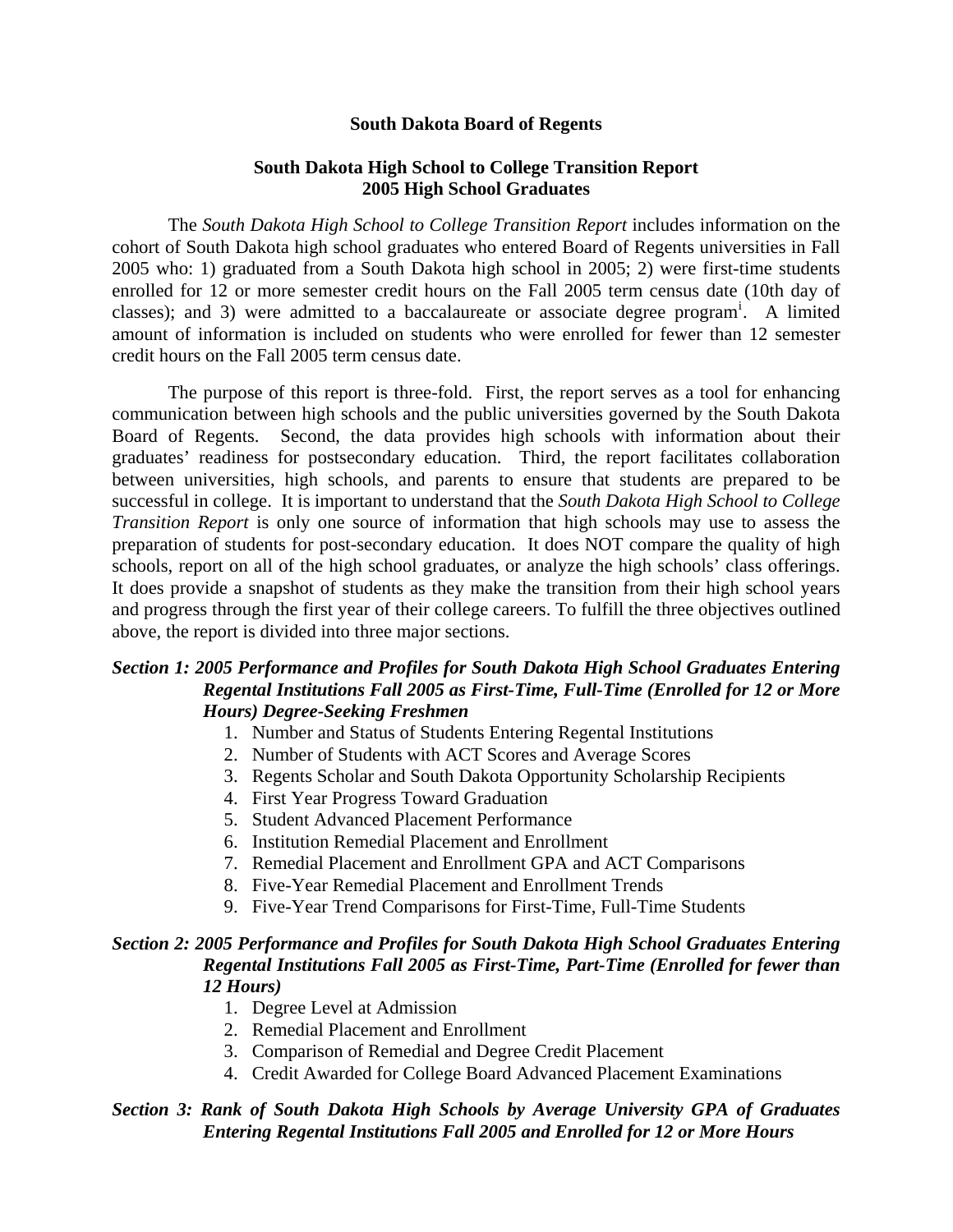# South Dakota Board of Regents

## South Dakota High School to College Transition Report
## 2005 High School Graduates

The *South Dakota High School to College Transition Report* includes information on the cohort of South Dakota high school graduates who entered Board of Regents universities in Fall 2005 who: 1) graduated from a South Dakota high school in 2005; 2) were first-time students enrolled for 12 or more semester credit hours on the Fall 2005 term census date (10th day of classes); and 3) were admitted to a baccalaureate or associate degree program[i]. A limited amount of information is included on students who were enrolled for fewer than 12 semester credit hours on the Fall 2005 term census date.

The purpose of this report is three-fold. First, the report serves as a tool for enhancing communication between high schools and the public universities governed by the South Dakota Board of Regents. Second, the data provides high schools with information about their graduates' readiness for postsecondary education. Third, the report facilitates collaboration between universities, high schools, and parents to ensure that students are prepared to be successful in college. It is important to understand that the *South Dakota High School to College Transition Report* is only one source of information that high schools may use to assess the preparation of students for post-secondary education. It does NOT compare the quality of high schools, report on all of the high school graduates, or analyze the high schools' class offerings. It does provide a snapshot of students as they make the transition from their high school years and progress through the first year of their college careers. To fulfill the three objectives outlined above, the report is divided into three major sections.

***Section 1: 2005 Performance and Profiles for South Dakota High School Graduates Entering Regental Institutions Fall 2005 as First-Time, Full-Time (Enrolled for 12 or More Hours) Degree-Seeking Freshmen***

1. Number and Status of Students Entering Regental Institutions
2. Number of Students with ACT Scores and Average Scores
3. Regents Scholar and South Dakota Opportunity Scholarship Recipients
4. First Year Progress Toward Graduation
5. Student Advanced Placement Performance
6. Institution Remedial Placement and Enrollment
7. Remedial Placement and Enrollment GPA and ACT Comparisons
8. Five-Year Remedial Placement and Enrollment Trends
9. Five-Year Trend Comparisons for First-Time, Full-Time Students

***Section 2: 2005 Performance and Profiles for South Dakota High School Graduates Entering Regental Institutions Fall 2005 as First-Time, Part-Time (Enrolled for fewer than 12 Hours)***

1. Degree Level at Admission
2. Remedial Placement and Enrollment
3. Comparison of Remedial and Degree Credit Placement
4. Credit Awarded for College Board Advanced Placement Examinations

***Section 3: Rank of South Dakota High Schools by Average University GPA of Graduates Entering Regental Institutions Fall 2005 and Enrolled for 12 or More Hours***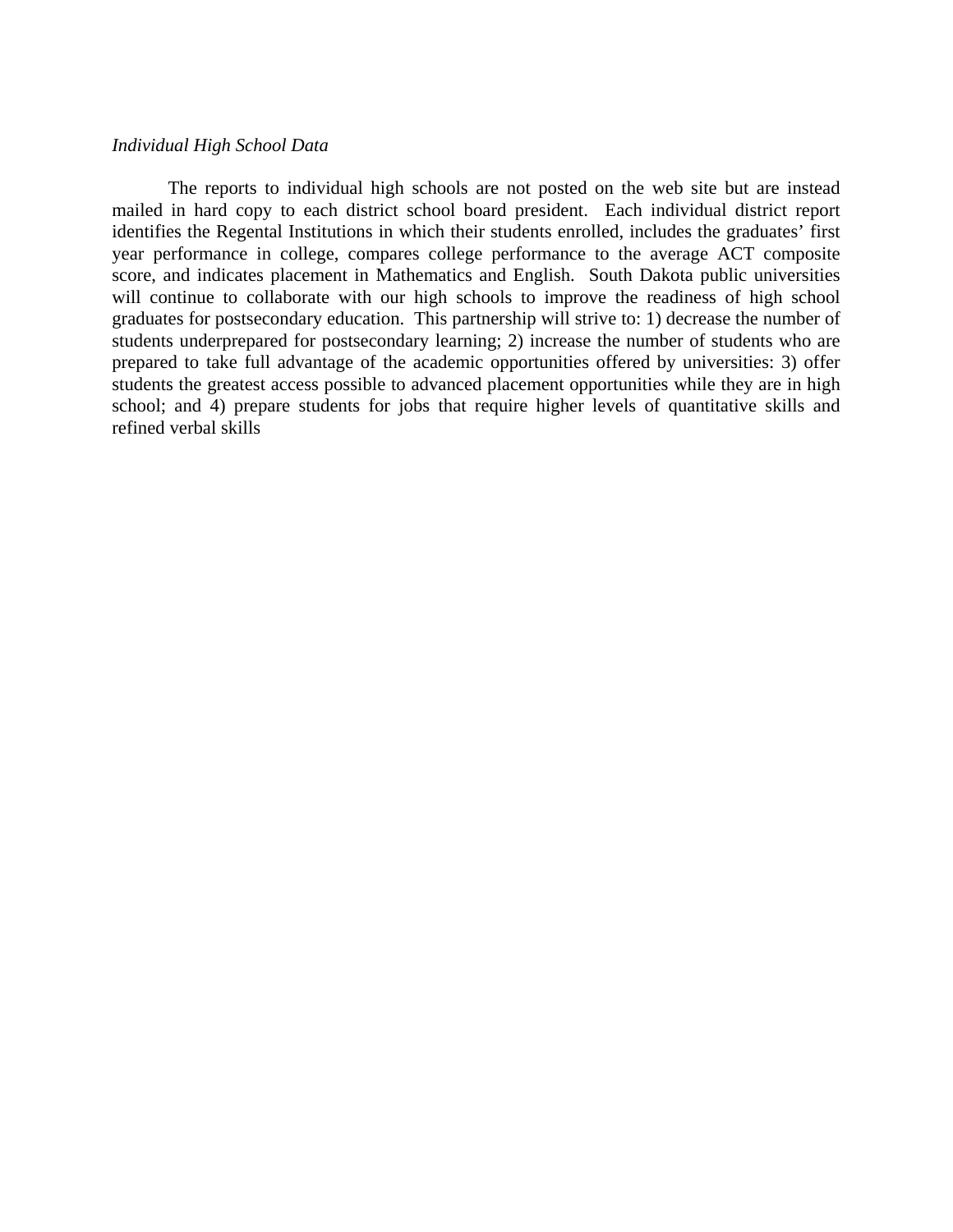*Individual High School Data*

The reports to individual high schools are not posted on the web site but are instead mailed in hard copy to each district school board president. Each individual district report identifies the Regental Institutions in which their students enrolled, includes the graduates' first year performance in college, compares college performance to the average ACT composite score, and indicates placement in Mathematics and English. South Dakota public universities will continue to collaborate with our high schools to improve the readiness of high school graduates for postsecondary education. This partnership will strive to: 1) decrease the number of students underprepared for postsecondary learning; 2) increase the number of students who are prepared to take full advantage of the academic opportunities offered by universities: 3) offer students the greatest access possible to advanced placement opportunities while they are in high school; and 4) prepare students for jobs that require higher levels of quantitative skills and refined verbal skills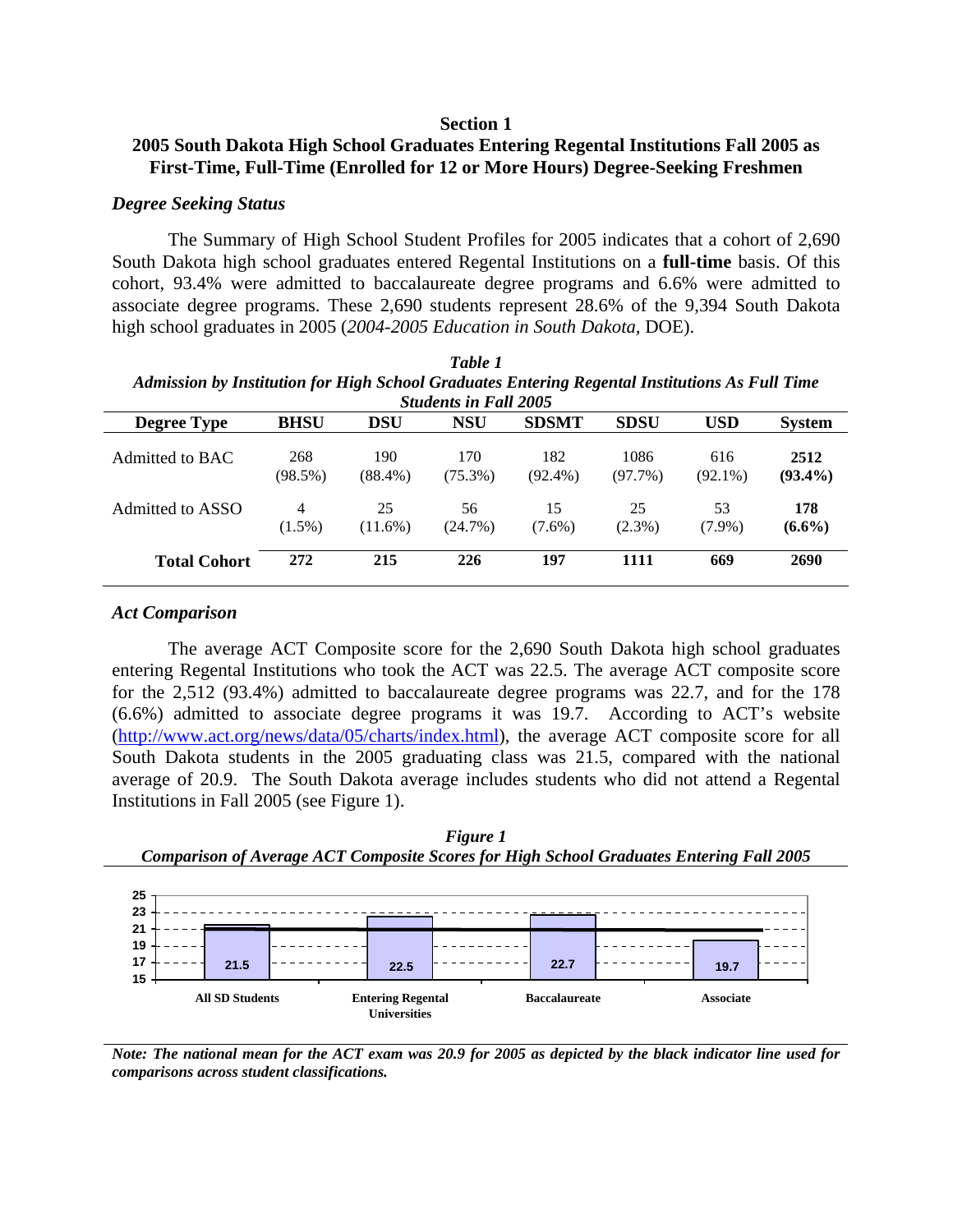## Section 1

## 2005 South Dakota High School Graduates Entering Regental Institutions Fall 2005 as First-Time, Full-Time (Enrolled for 12 or More Hours) Degree-Seeking Freshmen

### *Degree Seeking Status*

The Summary of High School Student Profiles for 2005 indicates that a cohort of 2,690 South Dakota high school graduates entered Regental Institutions on a **full-time** basis. Of this cohort, 93.4% were admitted to baccalaureate degree programs and 6.6% were admitted to associate degree programs. These 2,690 students represent 28.6% of the 9,394 South Dakota high school graduates in 2005 (*2004-2005 Education in South Dakota*, DOE).

***Table 1***
***Admission by Institution for High School Graduates Entering Regental Institutions As Full Time Students in Fall 2005***

| Degree Type | BHSU | DSU | NSU | SDSMT | SDSU | USD | System |
|---|---|---|---|---|---|---|---|
| Admitted to BAC | 268 (98.5%) | 190 (88.4%) | 170 (75.3%) | 182 (92.4%) | 1086 (97.7%) | 616 (92.1%) | **2512 (93.4%)** |
| Admitted to ASSO | 4 (1.5%) | 25 (11.6%) | 56 (24.7%) | 15 (7.6%) | 25 (2.3%) | 53 (7.9%) | **178 (6.6%)** |
| **Total Cohort** | **272** | **215** | **226** | **197** | **1111** | **669** | **2690** |

### *Act Comparison*

The average ACT Composite score for the 2,690 South Dakota high school graduates entering Regental Institutions who took the ACT was 22.5. The average ACT composite score for the 2,512 (93.4%) admitted to baccalaureate degree programs was 22.7, and for the 178 (6.6%) admitted to associate degree programs it was 19.7. According to ACT's website (http://www.act.org/news/data/05/charts/index.html), the average ACT composite score for all South Dakota students in the 2005 graduating class was 21.5, compared with the national average of 20.9. The South Dakota average includes students who did not attend a Regental Institutions in Fall 2005 (see Figure 1).

***Figure 1***
***Comparison of Average ACT Composite Scores for High School Graduates Entering Fall 2005***

| Group | Average ACT Composite |
|---|---|
| All SD Students | 21.5 |
| Entering Regental Universities | 22.5 |
| Baccalaureate | 22.7 |
| Associate | 19.7 |

***Note: The national mean for the ACT exam was 20.9 for 2005 as depicted by the black indicator line used for comparisons across student classifications.***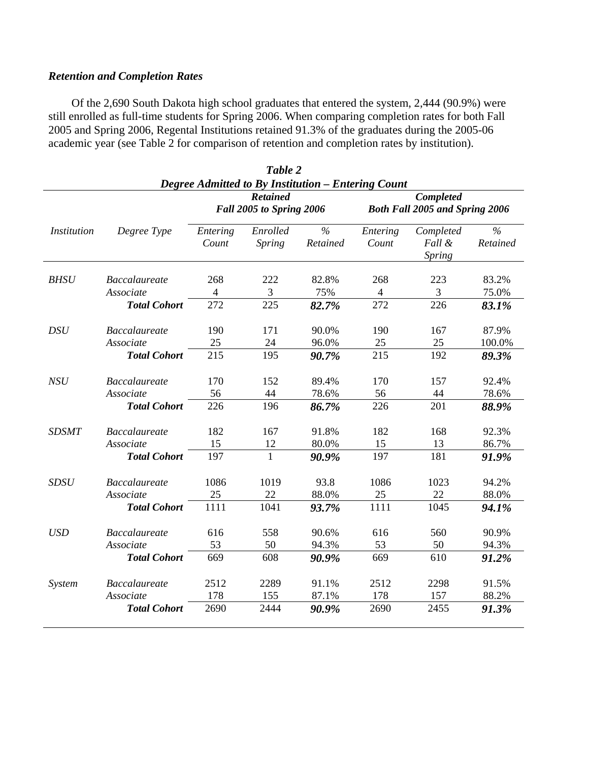***Retention and Completion Rates***

Of the 2,690 South Dakota high school graduates that entered the system, 2,444 (90.9%) were still enrolled as full-time students for Spring 2006. When comparing completion rates for both Fall 2005 and Spring 2006, Regental Institutions retained 91.3% of the graduates during the 2005-06 academic year (see Table 2 for comparison of retention and completion rates by institution).

***Table 2***
***Degree Admitted to By Institution – Entering Count***

| | | ***Retained Fall 2005 to Spring 2006*** | | | ***Completed Both Fall 2005 and Spring 2006*** | | |
|---|---|---|---|---|---|---|---|
| *Institution* | *Degree Type* | *Entering Count* | *Enrolled Spring* | *% Retained* | *Entering Count* | *Completed Fall & Spring* | *% Retained* |
| *BHSU* | *Baccalaureate* | 268 | 222 | 82.8% | 268 | 223 | 83.2% |
| | *Associate* | 4 | 3 | 75% | 4 | 3 | 75.0% |
| | ***Total Cohort*** | 272 | 225 | ***82.7%*** | 272 | 226 | ***83.1%*** |
| *DSU* | *Baccalaureate* | 190 | 171 | 90.0% | 190 | 167 | 87.9% |
| | *Associate* | 25 | 24 | 96.0% | 25 | 25 | 100.0% |
| | ***Total Cohort*** | 215 | 195 | ***90.7%*** | 215 | 192 | ***89.3%*** |
| *NSU* | *Baccalaureate* | 170 | 152 | 89.4% | 170 | 157 | 92.4% |
| | *Associate* | 56 | 44 | 78.6% | 56 | 44 | 78.6% |
| | ***Total Cohort*** | 226 | 196 | ***86.7%*** | 226 | 201 | ***88.9%*** |
| *SDSMT* | *Baccalaureate* | 182 | 167 | 91.8% | 182 | 168 | 92.3% |
| | *Associate* | 15 | 12 | 80.0% | 15 | 13 | 86.7% |
| | ***Total Cohort*** | 197 | 1 | ***90.9%*** | 197 | 181 | ***91.9%*** |
| *SDSU* | *Baccalaureate* | 1086 | 1019 | 93.8 | 1086 | 1023 | 94.2% |
| | *Associate* | 25 | 22 | 88.0% | 25 | 22 | 88.0% |
| | ***Total Cohort*** | 1111 | 1041 | ***93.7%*** | 1111 | 1045 | ***94.1%*** |
| *USD* | *Baccalaureate* | 616 | 558 | 90.6% | 616 | 560 | 90.9% |
| | *Associate* | 53 | 50 | 94.3% | 53 | 50 | 94.3% |
| | ***Total Cohort*** | 669 | 608 | ***90.9%*** | 669 | 610 | ***91.2%*** |
| *System* | *Baccalaureate* | 2512 | 2289 | 91.1% | 2512 | 2298 | 91.5% |
| | *Associate* | 178 | 155 | 87.1% | 178 | 157 | 88.2% |
| | ***Total Cohort*** | 2690 | 2444 | ***90.9%*** | 2690 | 2455 | ***91.3%*** |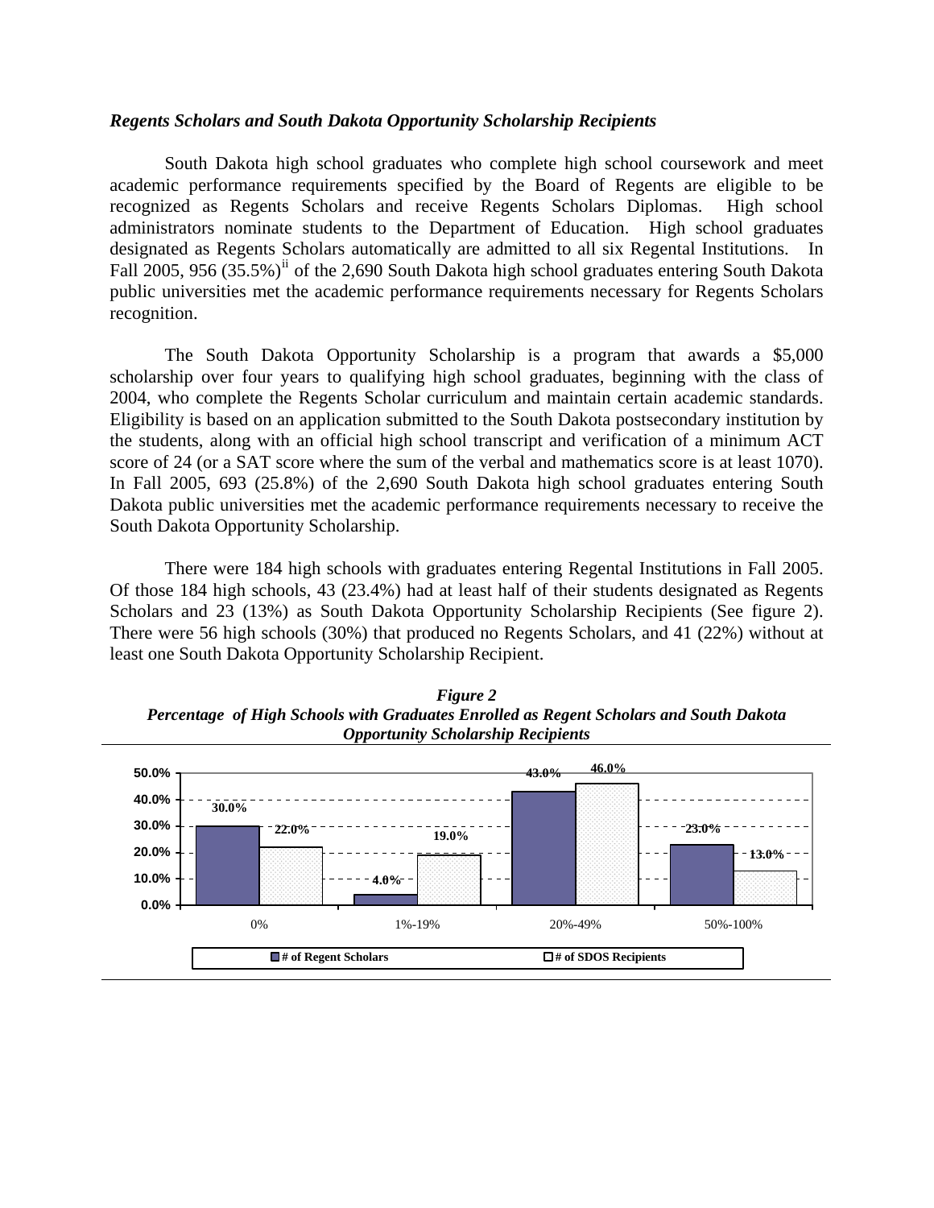### *Regents Scholars and South Dakota Opportunity Scholarship Recipients*

South Dakota high school graduates who complete high school coursework and meet academic performance requirements specified by the Board of Regents are eligible to be recognized as Regents Scholars and receive Regents Scholars Diplomas. High school administrators nominate students to the Department of Education. High school graduates designated as Regents Scholars automatically are admitted to all six Regental Institutions. In Fall 2005, 956 (35.5%)[ii] of the 2,690 South Dakota high school graduates entering South Dakota public universities met the academic performance requirements necessary for Regents Scholars recognition.

The South Dakota Opportunity Scholarship is a program that awards a $5,000 scholarship over four years to qualifying high school graduates, beginning with the class of 2004, who complete the Regents Scholar curriculum and maintain certain academic standards. Eligibility is based on an application submitted to the South Dakota postsecondary institution by the students, along with an official high school transcript and verification of a minimum ACT score of 24 (or a SAT score where the sum of the verbal and mathematics score is at least 1070). In Fall 2005, 693 (25.8%) of the 2,690 South Dakota high school graduates entering South Dakota public universities met the academic performance requirements necessary to receive the South Dakota Opportunity Scholarship.

There were 184 high schools with graduates entering Regental Institutions in Fall 2005. Of those 184 high schools, 43 (23.4%) had at least half of their students designated as Regents Scholars and 23 (13%) as South Dakota Opportunity Scholarship Recipients (See figure 2). There were 56 high schools (30%) that produced no Regents Scholars, and 41 (22%) without at least one South Dakota Opportunity Scholarship Recipient.

***Figure 2***
***Percentage of High Schools with Graduates Enrolled as Regent Scholars and South Dakota Opportunity Scholarship Recipients***

| | 0% | 1%-19% | 20%-49% | 50%-100% |
|---|---|---|---|---|
| # of Regent Scholars | 30.0% | 4.0% | 43.0% | 23.0% |
| # of SDOS Recipients | 22.0% | 19.0% | 46.0% | 13.0% |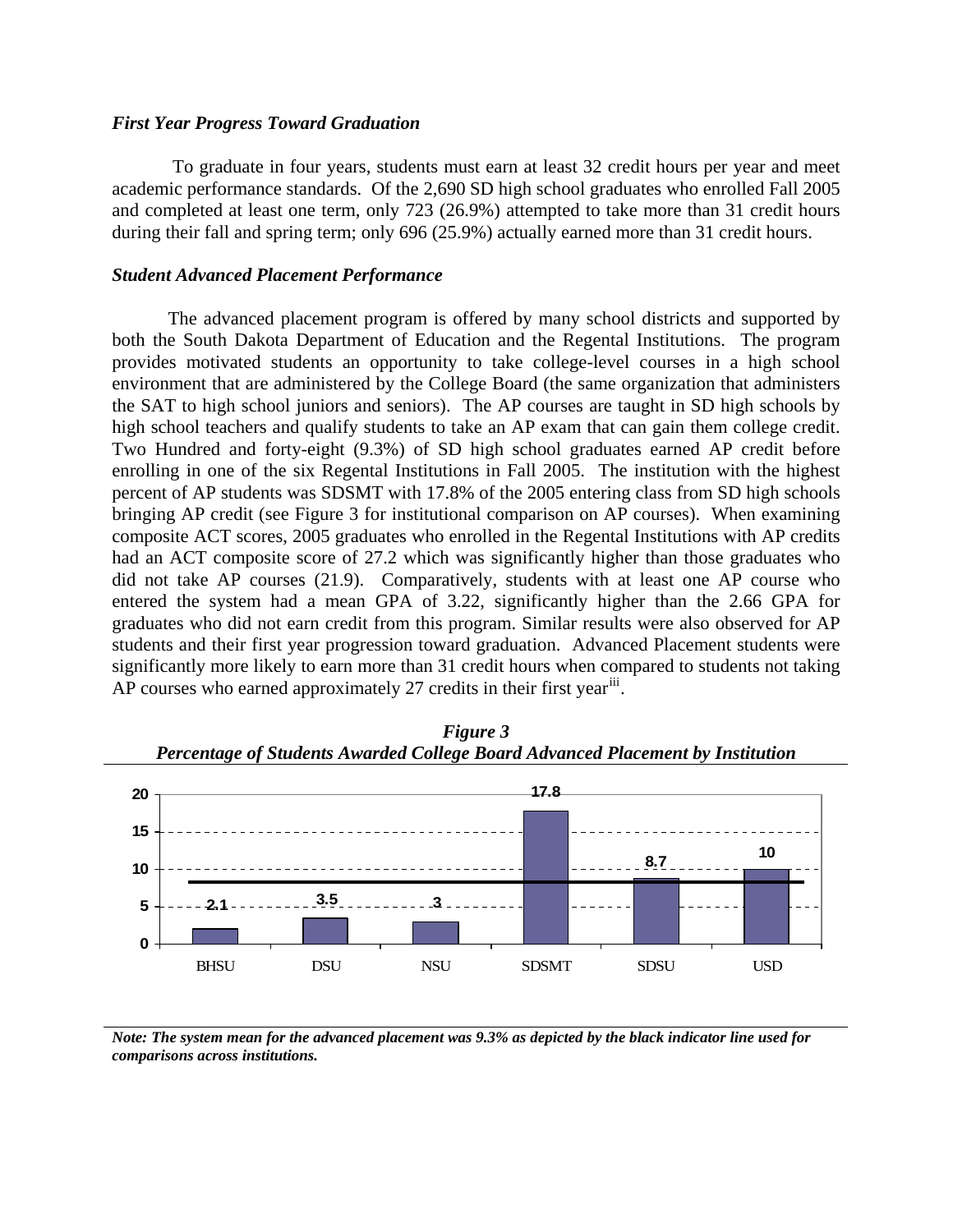### *First Year Progress Toward Graduation*

To graduate in four years, students must earn at least 32 credit hours per year and meet academic performance standards. Of the 2,690 SD high school graduates who enrolled Fall 2005 and completed at least one term, only 723 (26.9%) attempted to take more than 31 credit hours during their fall and spring term; only 696 (25.9%) actually earned more than 31 credit hours.

### *Student Advanced Placement Performance*

The advanced placement program is offered by many school districts and supported by both the South Dakota Department of Education and the Regental Institutions. The program provides motivated students an opportunity to take college-level courses in a high school environment that are administered by the College Board (the same organization that administers the SAT to high school juniors and seniors). The AP courses are taught in SD high schools by high school teachers and qualify students to take an AP exam that can gain them college credit. Two Hundred and forty-eight (9.3%) of SD high school graduates earned AP credit before enrolling in one of the six Regental Institutions in Fall 2005. The institution with the highest percent of AP students was SDSMT with 17.8% of the 2005 entering class from SD high schools bringing AP credit (see Figure 3 for institutional comparison on AP courses). When examining composite ACT scores, 2005 graduates who enrolled in the Regental Institutions with AP credits had an ACT composite score of 27.2 which was significantly higher than those graduates who did not take AP courses (21.9). Comparatively, students with at least one AP course who entered the system had a mean GPA of 3.22, significantly higher than the 2.66 GPA for graduates who did not earn credit from this program. Similar results were also observed for AP students and their first year progression toward graduation. Advanced Placement students were significantly more likely to earn more than 31 credit hours when compared to students not taking AP courses who earned approximately 27 credits in their first year[iii].

***Figure 3***
***Percentage of Students Awarded College Board Advanced Placement by Institution***

| Institution | Percentage |
|---|---|
| BHSU | 2.1 |
| DSU | 3.5 |
| NSU | 3 |
| SDSMT | 17.8 |
| SDSU | 8.7 |
| USD | 10 |

***Note: The system mean for the advanced placement was 9.3% as depicted by the black indicator line used for comparisons across institutions.***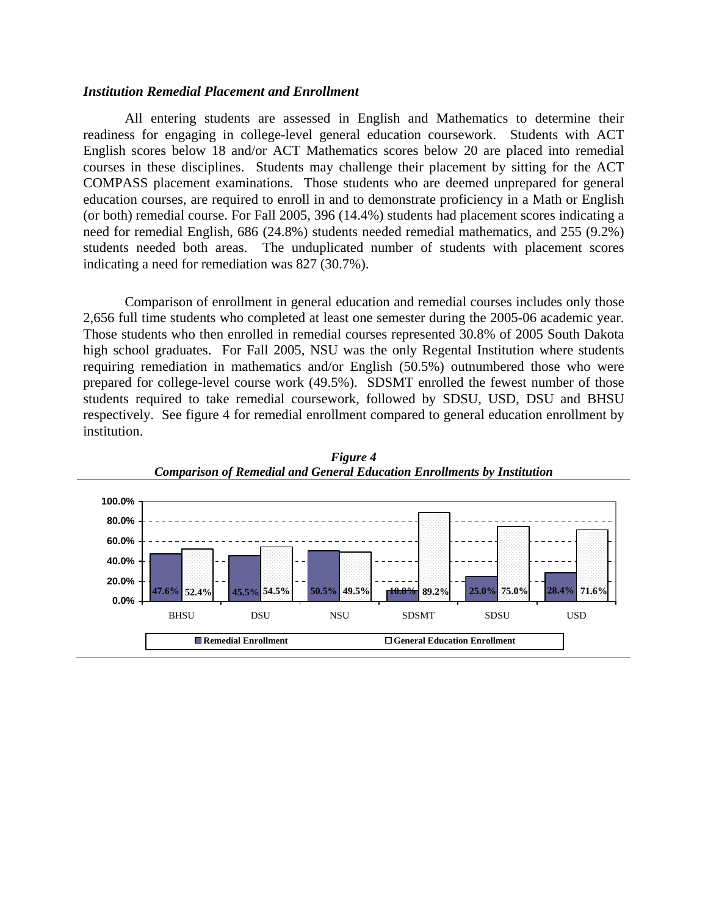### *Institution Remedial Placement and Enrollment*

All entering students are assessed in English and Mathematics to determine their readiness for engaging in college-level general education coursework. Students with ACT English scores below 18 and/or ACT Mathematics scores below 20 are placed into remedial courses in these disciplines. Students may challenge their placement by sitting for the ACT COMPASS placement examinations. Those students who are deemed unprepared for general education courses, are required to enroll in and to demonstrate proficiency in a Math or English (or both) remedial course. For Fall 2005, 396 (14.4%) students had placement scores indicating a need for remedial English, 686 (24.8%) students needed remedial mathematics, and 255 (9.2%) students needed both areas. The unduplicated number of students with placement scores indicating a need for remediation was 827 (30.7%).

Comparison of enrollment in general education and remedial courses includes only those 2,656 full time students who completed at least one semester during the 2005-06 academic year. Those students who then enrolled in remedial courses represented 30.8% of 2005 South Dakota high school graduates. For Fall 2005, NSU was the only Regental Institution where students requiring remediation in mathematics and/or English (50.5%) outnumbered those who were prepared for college-level course work (49.5%). SDSMT enrolled the fewest number of those students required to take remedial coursework, followed by SDSU, USD, DSU and BHSU respectively. See figure 4 for remedial enrollment compared to general education enrollment by institution.

***Figure 4***
***Comparison of Remedial and General Education Enrollments by Institution***

| Institution | Remedial Enrollment | General Education Enrollment |
|---|---|---|
| BHSU | 47.6% | 52.4% |
| DSU | 45.5% | 54.5% |
| NSU | 50.5% | 49.5% |
| SDSMT | 10.8% | 89.2% |
| SDSU | 25.0% | 75.0% |
| USD | 28.4% | 71.6% |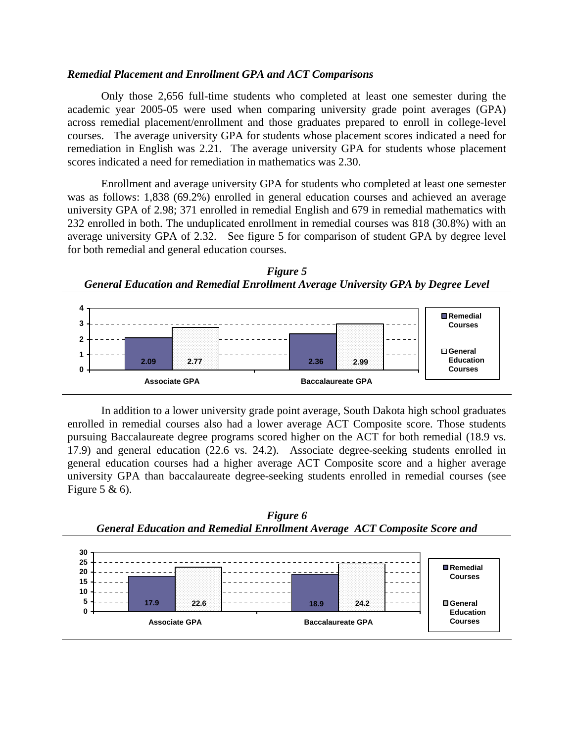### *Remedial Placement and Enrollment GPA and ACT Comparisons*

Only those 2,656 full-time students who completed at least one semester during the academic year 2005-05 were used when comparing university grade point averages (GPA) across remedial placement/enrollment and those graduates prepared to enroll in college-level courses. The average university GPA for students whose placement scores indicated a need for remediation in English was 2.21. The average university GPA for students whose placement scores indicated a need for remediation in mathematics was 2.30.

Enrollment and average university GPA for students who completed at least one semester was as follows: 1,838 (69.2%) enrolled in general education courses and achieved an average university GPA of 2.98; 371 enrolled in remedial English and 679 in remedial mathematics with 232 enrolled in both. The unduplicated enrollment in remedial courses was 818 (30.8%) with an average university GPA of 2.32. See figure 5 for comparison of student GPA by degree level for both remedial and general education courses.

***Figure 5***
***General Education and Remedial Enrollment Average University GPA by Degree Level***

| | Remedial Courses | General Education Courses |
|---|---|---|
| Associate GPA | 2.09 | 2.77 |
| Baccalaureate GPA | 2.36 | 2.99 |

In addition to a lower university grade point average, South Dakota high school graduates enrolled in remedial courses also had a lower average ACT Composite score. Those students pursuing Baccalaureate degree programs scored higher on the ACT for both remedial (18.9 vs. 17.9) and general education (22.6 vs. 24.2). Associate degree-seeking students enrolled in general education courses had a higher average ACT Composite score and a higher average university GPA than baccalaureate degree-seeking students enrolled in remedial courses (see Figure 5 & 6).

***Figure 6***
***General Education and Remedial Enrollment Average ACT Composite Score and***

| | Remedial Courses | General Education Courses |
|---|---|---|
| Associate GPA | 17.9 | 22.6 |
| Baccalaureate GPA | 18.9 | 24.2 |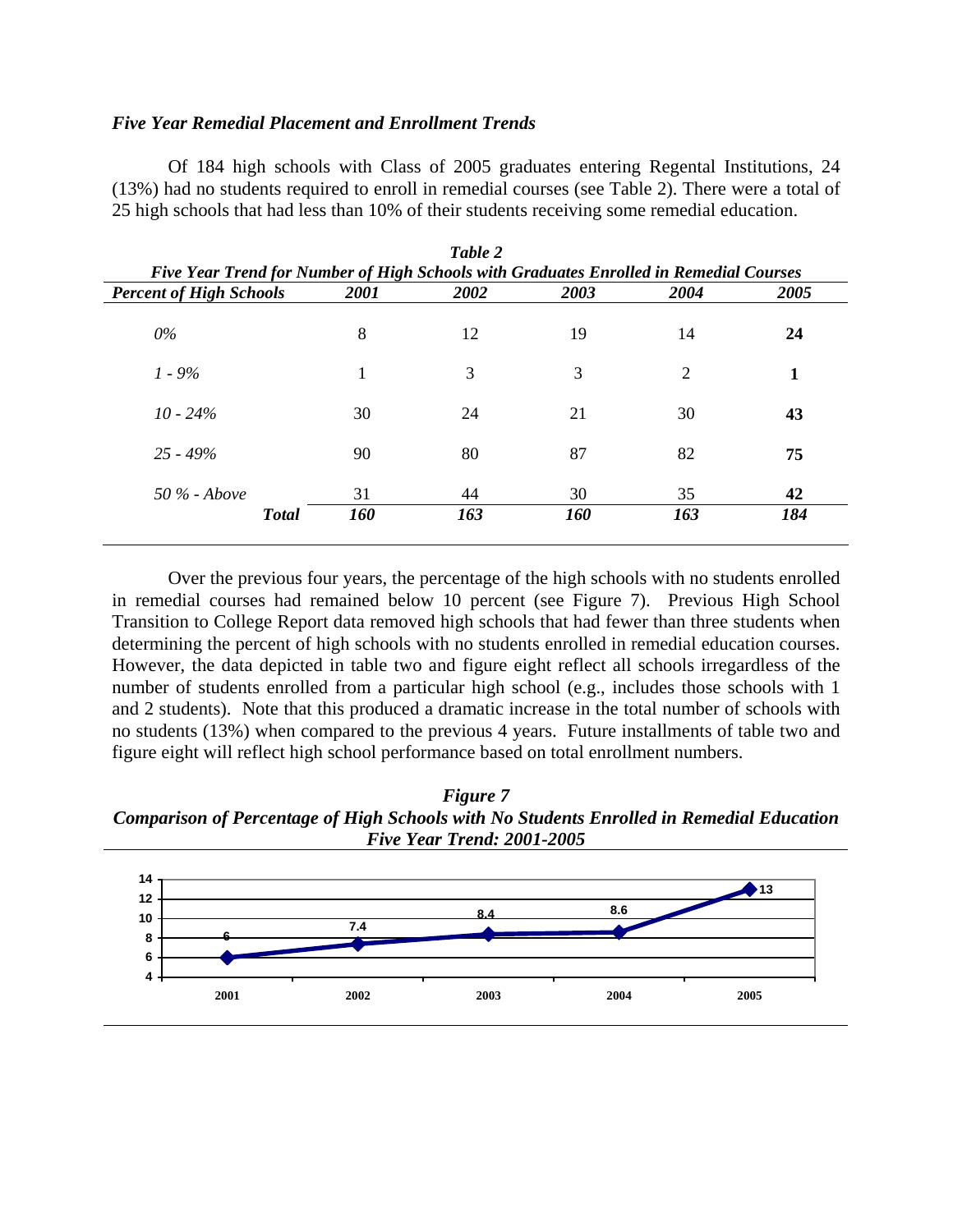### *Five Year Remedial Placement and Enrollment Trends*

Of 184 high schools with Class of 2005 graduates entering Regental Institutions, 24 (13%) had no students required to enroll in remedial courses (see Table 2). There were a total of 25 high schools that had less than 10% of their students receiving some remedial education.

***Table 2***
***Five Year Trend for Number of High Schools with Graduates Enrolled in Remedial Courses***

| *Percent of High Schools* | *2001* | *2002* | *2003* | *2004* | *2005* |
|---|---|---|---|---|---|
| *0%* | 8 | 12 | 19 | 14 | **24** |
| *1 - 9%* | 1 | 3 | 3 | 2 | **1** |
| *10 - 24%* | 30 | 24 | 21 | 30 | **43** |
| *25 - 49%* | 90 | 80 | 87 | 82 | **75** |
| *50 % - Above* | 31 | 44 | 30 | 35 | **42** |
| ***Total*** | ***160*** | ***163*** | ***160*** | ***163*** | ***184*** |

Over the previous four years, the percentage of the high schools with no students enrolled in remedial courses had remained below 10 percent (see Figure 7). Previous High School Transition to College Report data removed high schools that had fewer than three students when determining the percent of high schools with no students enrolled in remedial education courses. However, the data depicted in table two and figure eight reflect all schools irregardless of the number of students enrolled from a particular high school (e.g., includes those schools with 1 and 2 students). Note that this produced a dramatic increase in the total number of schools with no students (13%) when compared to the previous 4 years. Future installments of table two and figure eight will reflect high school performance based on total enrollment numbers.

***Figure 7***
***Comparison of Percentage of High Schools with No Students Enrolled in Remedial Education***
***Five Year Trend: 2001-2005***

| Year | 2001 | 2002 | 2003 | 2004 | 2005 |
|---|---|---|---|---|---|
| Percentage | 6 | 7.4 | 8.4 | 8.6 | 13 |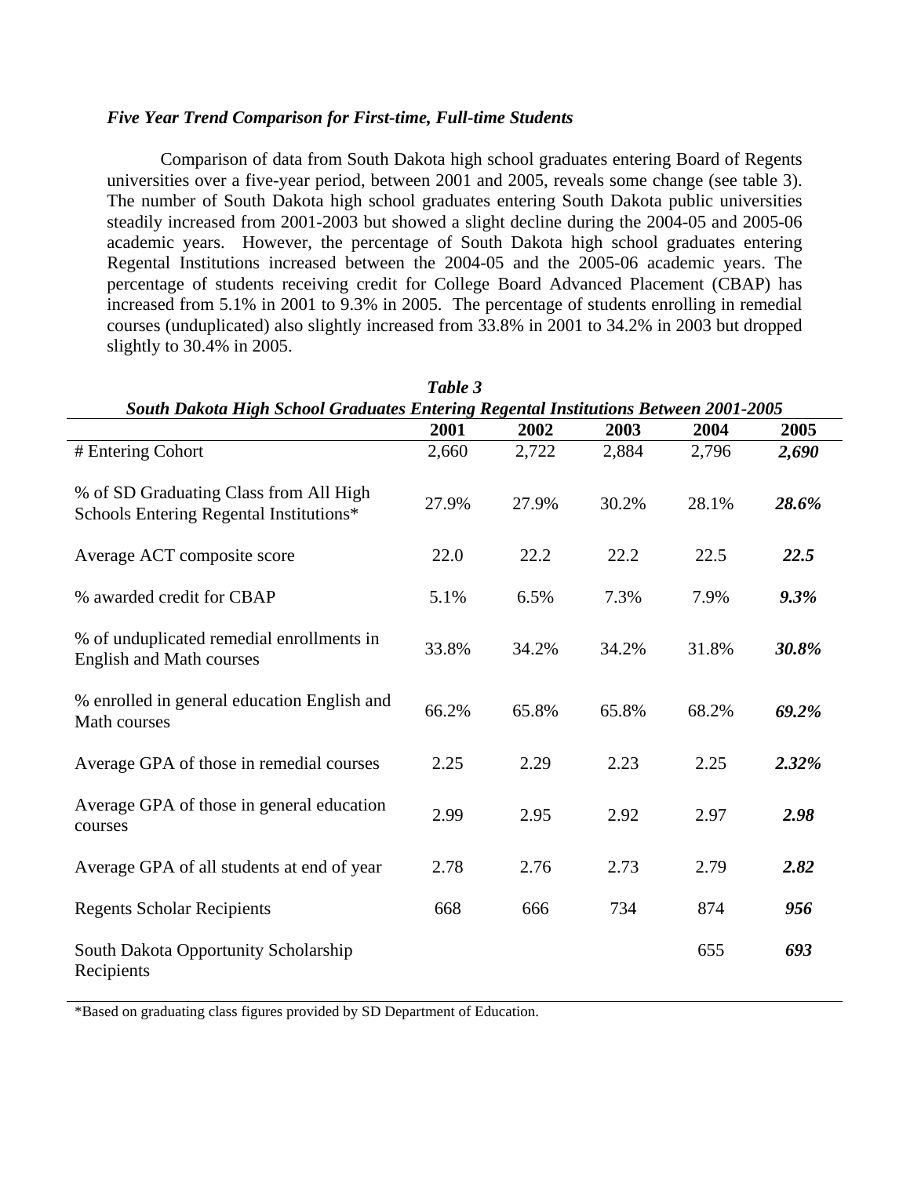### *Five Year Trend Comparison for First-time, Full-time Students*

Comparison of data from South Dakota high school graduates entering Board of Regents universities over a five-year period, between 2001 and 2005, reveals some change (see table 3). The number of South Dakota high school graduates entering South Dakota public universities steadily increased from 2001-2003 but showed a slight decline during the 2004-05 and 2005-06 academic years. However, the percentage of South Dakota high school graduates entering Regental Institutions increased between the 2004-05 and the 2005-06 academic years. The percentage of students receiving credit for College Board Advanced Placement (CBAP) has increased from 5.1% in 2001 to 9.3% in 2005. The percentage of students enrolling in remedial courses (unduplicated) also slightly increased from 33.8% in 2001 to 34.2% in 2003 but dropped slightly to 30.4% in 2005.

***Table 3***
***South Dakota High School Graduates Entering Regental Institutions Between 2001-2005***

| | **2001** | **2002** | **2003** | **2004** | **2005** |
|---|---|---|---|---|---|
| # Entering Cohort | 2,660 | 2,722 | 2,884 | 2,796 | ***2,690*** |
| % of SD Graduating Class from All High Schools Entering Regental Institutions* | 27.9% | 27.9% | 30.2% | 28.1% | ***28.6%*** |
| Average ACT composite score | 22.0 | 22.2 | 22.2 | 22.5 | ***22.5*** |
| % awarded credit for CBAP | 5.1% | 6.5% | 7.3% | 7.9% | ***9.3%*** |
| % of unduplicated remedial enrollments in English and Math courses | 33.8% | 34.2% | 34.2% | 31.8% | ***30.8%*** |
| % enrolled in general education English and Math courses | 66.2% | 65.8% | 65.8% | 68.2% | ***69.2%*** |
| Average GPA of those in remedial courses | 2.25 | 2.29 | 2.23 | 2.25 | ***2.32%*** |
| Average GPA of those in general education courses | 2.99 | 2.95 | 2.92 | 2.97 | ***2.98*** |
| Average GPA of all students at end of year | 2.78 | 2.76 | 2.73 | 2.79 | ***2.82*** |
| Regents Scholar Recipients | 668 | 666 | 734 | 874 | ***956*** |
| South Dakota Opportunity Scholarship Recipients | | | | 655 | ***693*** |

*Based on graduating class figures provided by SD Department of Education.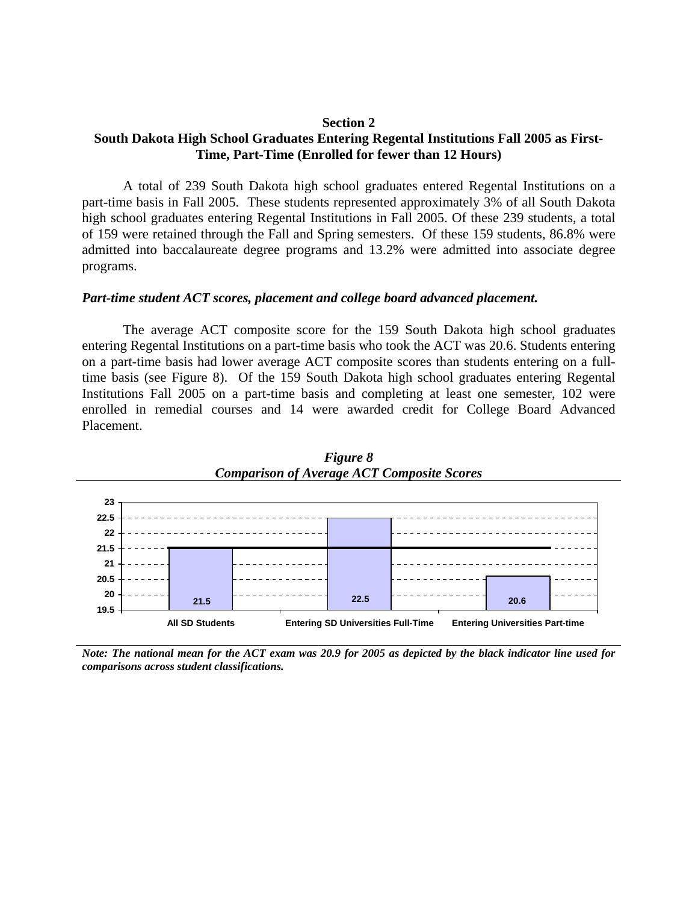**Section 2**

## South Dakota High School Graduates Entering Regental Institutions Fall 2005 as First-Time, Part-Time (Enrolled for fewer than 12 Hours)

A total of 239 South Dakota high school graduates entered Regental Institutions on a part-time basis in Fall 2005. These students represented approximately 3% of all South Dakota high school graduates entering Regental Institutions in Fall 2005. Of these 239 students, a total of 159 were retained through the Fall and Spring semesters. Of these 159 students, 86.8% were admitted into baccalaureate degree programs and 13.2% were admitted into associate degree programs.

### *Part-time student ACT scores, placement and college board advanced placement.*

The average ACT composite score for the 159 South Dakota high school graduates entering Regental Institutions on a part-time basis who took the ACT was 20.6. Students entering on a part-time basis had lower average ACT composite scores than students entering on a full-time basis (see Figure 8). Of the 159 South Dakota high school graduates entering Regental Institutions Fall 2005 on a part-time basis and completing at least one semester, 102 were enrolled in remedial courses and 14 were awarded credit for College Board Advanced Placement.

***Figure 8***
***Comparison of Average ACT Composite Scores***

| Group | Average ACT Composite Score |
|---|---|
| All SD Students | 21.5 |
| Entering SD Universities Full-Time | 22.5 |
| Entering Universities Part-time | 20.6 |

***Note: The national mean for the ACT exam was 20.9 for 2005 as depicted by the black indicator line used for comparisons across student classifications.***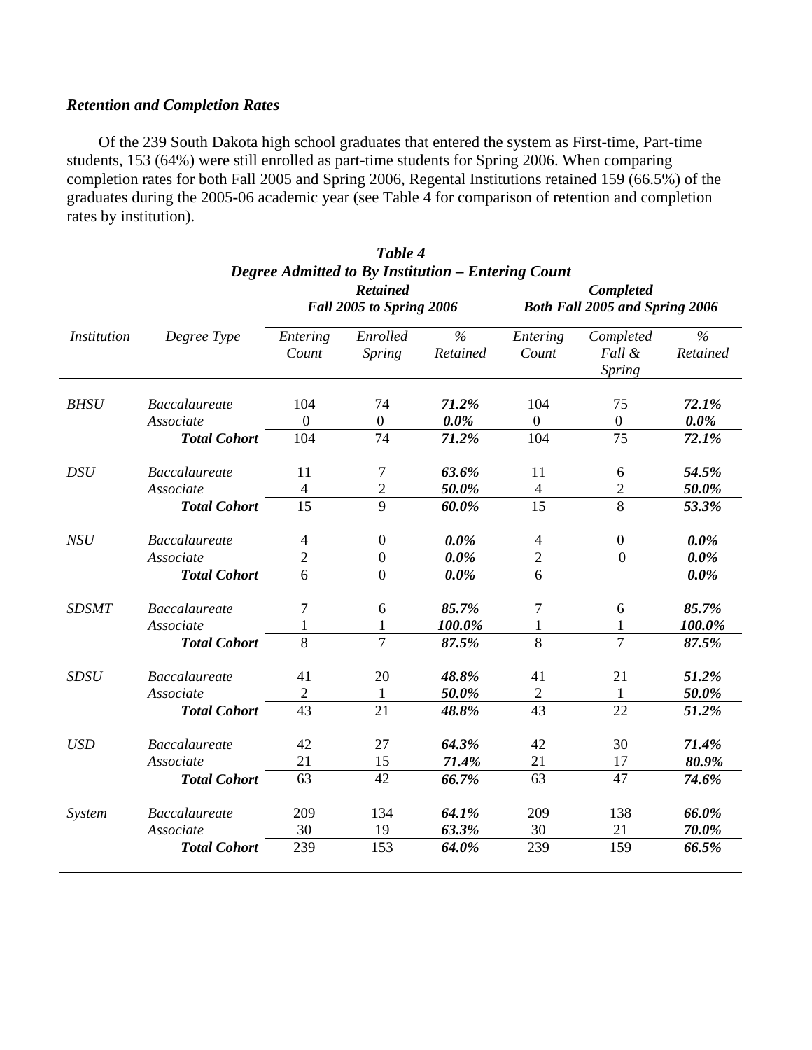### *Retention and Completion Rates*

Of the 239 South Dakota high school graduates that entered the system as First-time, Part-time students, 153 (64%) were still enrolled as part-time students for Spring 2006. When comparing completion rates for both Fall 2005 and Spring 2006, Regental Institutions retained 159 (66.5%) of the graduates during the 2005-06 academic year (see Table 4 for comparison of retention and completion rates by institution).

***Table 4***
***Degree Admitted to By Institution – Entering Count***

| | | ***Retained Fall 2005 to Spring 2006*** | | | ***Completed Both Fall 2005 and Spring 2006*** | | |
|---|---|---|---|---|---|---|---|
| *Institution* | *Degree Type* | *Entering Count* | *Enrolled Spring* | *% Retained* | *Entering Count* | *Completed Fall & Spring* | *% Retained* |
| *BHSU* | *Baccalaureate* | 104 | 74 | ***71.2%*** | 104 | 75 | ***72.1%*** |
| | *Associate* | 0 | 0 | ***0.0%*** | 0 | 0 | ***0.0%*** |
| | ***Total Cohort*** | 104 | 74 | ***71.2%*** | 104 | 75 | ***72.1%*** |
| *DSU* | *Baccalaureate* | 11 | 7 | ***63.6%*** | 11 | 6 | ***54.5%*** |
| | *Associate* | 4 | 2 | ***50.0%*** | 4 | 2 | ***50.0%*** |
| | ***Total Cohort*** | 15 | 9 | ***60.0%*** | 15 | 8 | ***53.3%*** |
| *NSU* | *Baccalaureate* | 4 | 0 | ***0.0%*** | 4 | 0 | ***0.0%*** |
| | *Associate* | 2 | 0 | ***0.0%*** | 2 | 0 | ***0.0%*** |
| | ***Total Cohort*** | 6 | 0 | ***0.0%*** | 6 | | ***0.0%*** |
| *SDSMT* | *Baccalaureate* | 7 | 6 | ***85.7%*** | 7 | 6 | ***85.7%*** |
| | *Associate* | 1 | 1 | ***100.0%*** | 1 | 1 | ***100.0%*** |
| | ***Total Cohort*** | 8 | 7 | ***87.5%*** | 8 | 7 | ***87.5%*** |
| *SDSU* | *Baccalaureate* | 41 | 20 | ***48.8%*** | 41 | 21 | ***51.2%*** |
| | *Associate* | 2 | 1 | ***50.0%*** | 2 | 1 | ***50.0%*** |
| | ***Total Cohort*** | 43 | 21 | ***48.8%*** | 43 | 22 | ***51.2%*** |
| *USD* | *Baccalaureate* | 42 | 27 | ***64.3%*** | 42 | 30 | ***71.4%*** |
| | *Associate* | 21 | 15 | ***71.4%*** | 21 | 17 | ***80.9%*** |
| | ***Total Cohort*** | 63 | 42 | ***66.7%*** | 63 | 47 | ***74.6%*** |
| *System* | *Baccalaureate* | 209 | 134 | ***64.1%*** | 209 | 138 | ***66.0%*** |
| | *Associate* | 30 | 19 | ***63.3%*** | 30 | 21 | ***70.0%*** |
| | ***Total Cohort*** | 239 | 153 | ***64.0%*** | 239 | 159 | ***66.5%*** |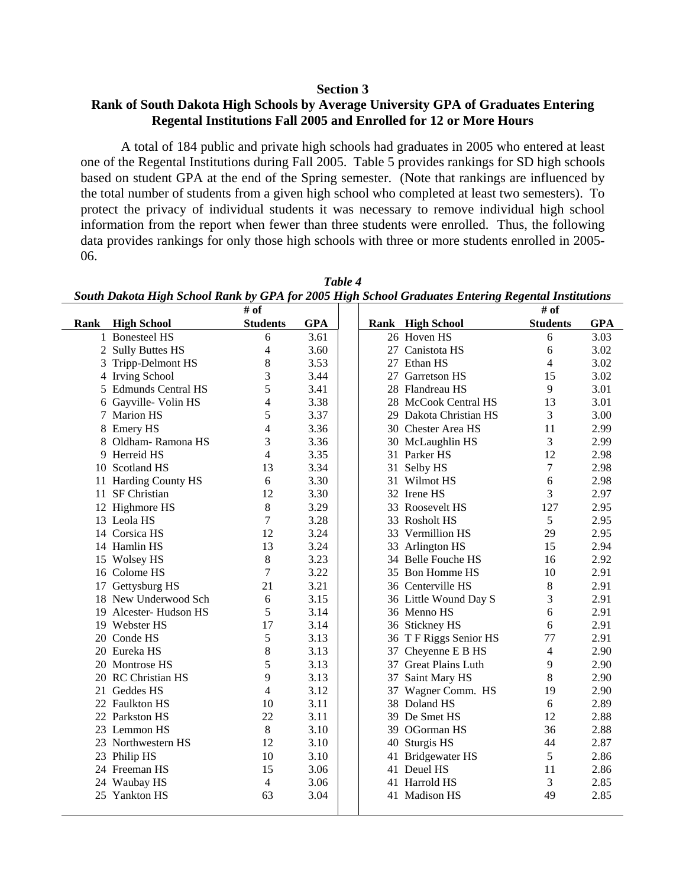**Section 3**

## Rank of South Dakota High Schools by Average University GPA of Graduates Entering Regental Institutions Fall 2005 and Enrolled for 12 or More Hours

A total of 184 public and private high schools had graduates in 2005 who entered at least one of the Regental Institutions during Fall 2005. Table 5 provides rankings for SD high schools based on student GPA at the end of the Spring semester. (Note that rankings are influenced by the total number of students from a given high school who completed at least two semesters). To protect the privacy of individual students it was necessary to remove individual high school information from the report when fewer than three students were enrolled. Thus, the following data provides rankings for only those high schools with three or more students enrolled in 2005-06.

***Table 4***

***South Dakota High School Rank by GPA for 2005 High School Graduates Entering Regental Institutions***

| Rank | High School | # of Students | GPA |
|---|---|---|---|
| 1 | Bonesteel HS | 6 | 3.61 |
| 2 | Sully Buttes HS | 4 | 3.60 |
| 3 | Tripp-Delmont HS | 8 | 3.53 |
| 4 | Irving School | 3 | 3.44 |
| 5 | Edmunds Central HS | 5 | 3.41 |
| 6 | Gayville- Volin HS | 4 | 3.38 |
| 7 | Marion HS | 5 | 3.37 |
| 8 | Emery HS | 4 | 3.36 |
| 8 | Oldham- Ramona HS | 3 | 3.36 |
| 9 | Herreid HS | 4 | 3.35 |
| 10 | Scotland HS | 13 | 3.34 |
| 11 | Harding County HS | 6 | 3.30 |
| 11 | SF Christian | 12 | 3.30 |
| 12 | Highmore HS | 8 | 3.29 |
| 13 | Leola HS | 7 | 3.28 |
| 14 | Corsica HS | 12 | 3.24 |
| 14 | Hamlin HS | 13 | 3.24 |
| 15 | Wolsey HS | 8 | 3.23 |
| 16 | Colome HS | 7 | 3.22 |
| 17 | Gettysburg HS | 21 | 3.21 |
| 18 | New Underwood Sch | 6 | 3.15 |
| 19 | Alcester- Hudson HS | 5 | 3.14 |
| 19 | Webster HS | 17 | 3.14 |
| 20 | Conde HS | 5 | 3.13 |
| 20 | Eureka HS | 8 | 3.13 |
| 20 | Montrose HS | 5 | 3.13 |
| 20 | RC Christian HS | 9 | 3.13 |
| 21 | Geddes HS | 4 | 3.12 |
| 22 | Faulkton HS | 10 | 3.11 |
| 22 | Parkston HS | 22 | 3.11 |
| 23 | Lemmon HS | 8 | 3.10 |
| 23 | Northwestern HS | 12 | 3.10 |
| 23 | Philip HS | 10 | 3.10 |
| 24 | Freeman HS | 15 | 3.06 |
| 24 | Waubay HS | 4 | 3.06 |
| 25 | Yankton HS | 63 | 3.04 |
| 26 | Hoven HS | 6 | 3.03 |
| 27 | Canistota HS | 6 | 3.02 |
| 27 | Ethan HS | 4 | 3.02 |
| 27 | Garretson HS | 15 | 3.02 |
| 28 | Flandreau HS | 9 | 3.01 |
| 28 | McCook Central HS | 13 | 3.01 |
| 29 | Dakota Christian HS | 3 | 3.00 |
| 30 | Chester Area HS | 11 | 2.99 |
| 30 | McLaughlin HS | 3 | 2.99 |
| 31 | Parker HS | 12 | 2.98 |
| 31 | Selby HS | 7 | 2.98 |
| 31 | Wilmot HS | 6 | 2.98 |
| 32 | Irene HS | 3 | 2.97 |
| 33 | Roosevelt HS | 127 | 2.95 |
| 33 | Rosholt HS | 5 | 2.95 |
| 33 | Vermillion HS | 29 | 2.95 |
| 33 | Arlington HS | 15 | 2.94 |
| 34 | Belle Fouche HS | 16 | 2.92 |
| 35 | Bon Homme HS | 10 | 2.91 |
| 36 | Centerville HS | 8 | 2.91 |
| 36 | Little Wound Day S | 3 | 2.91 |
| 36 | Menno HS | 6 | 2.91 |
| 36 | Stickney HS | 6 | 2.91 |
| 36 | T F Riggs Senior HS | 77 | 2.91 |
| 37 | Cheyenne E B HS | 4 | 2.90 |
| 37 | Great Plains Luth | 9 | 2.90 |
| 37 | Saint Mary HS | 8 | 2.90 |
| 37 | Wagner Comm. HS | 19 | 2.90 |
| 38 | Doland HS | 6 | 2.89 |
| 39 | De Smet HS | 12 | 2.88 |
| 39 | OGorman HS | 36 | 2.88 |
| 40 | Sturgis HS | 44 | 2.87 |
| 41 | Bridgewater HS | 5 | 2.86 |
| 41 | Deuel HS | 11 | 2.86 |
| 41 | Harrold HS | 3 | 2.85 |
| 41 | Madison HS | 49 | 2.85 |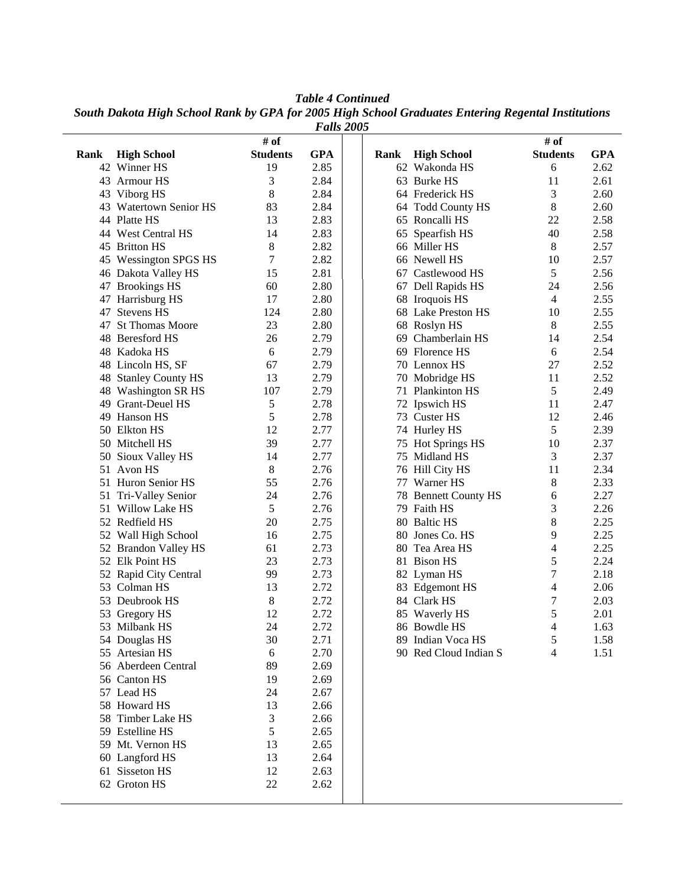***Table 4 Continued***

***South Dakota High School Rank by GPA for 2005 High School Graduates Entering Regental Institutions Falls 2005***

| Rank | High School | # of Students | GPA |
|---|---|---|---|
| 42 | Winner HS | 19 | 2.85 |
| 43 | Armour HS | 3 | 2.84 |
| 43 | Viborg HS | 8 | 2.84 |
| 43 | Watertown Senior HS | 83 | 2.84 |
| 44 | Platte HS | 13 | 2.83 |
| 44 | West Central HS | 14 | 2.83 |
| 45 | Britton HS | 8 | 2.82 |
| 45 | Wessington SPGS HS | 7 | 2.82 |
| 46 | Dakota Valley HS | 15 | 2.81 |
| 47 | Brookings HS | 60 | 2.80 |
| 47 | Harrisburg HS | 17 | 2.80 |
| 47 | Stevens HS | 124 | 2.80 |
| 47 | St Thomas Moore | 23 | 2.80 |
| 48 | Beresford HS | 26 | 2.79 |
| 48 | Kadoka HS | 6 | 2.79 |
| 48 | Lincoln HS, SF | 67 | 2.79 |
| 48 | Stanley County HS | 13 | 2.79 |
| 48 | Washington SR HS | 107 | 2.79 |
| 49 | Grant-Deuel HS | 5 | 2.78 |
| 49 | Hanson HS | 5 | 2.78 |
| 50 | Elkton HS | 12 | 2.77 |
| 50 | Mitchell HS | 39 | 2.77 |
| 50 | Sioux Valley HS | 14 | 2.77 |
| 51 | Avon HS | 8 | 2.76 |
| 51 | Huron Senior HS | 55 | 2.76 |
| 51 | Tri-Valley Senior | 24 | 2.76 |
| 51 | Willow Lake HS | 5 | 2.76 |
| 52 | Redfield HS | 20 | 2.75 |
| 52 | Wall High School | 16 | 2.75 |
| 52 | Brandon Valley HS | 61 | 2.73 |
| 52 | Elk Point HS | 23 | 2.73 |
| 52 | Rapid City Central | 99 | 2.73 |
| 53 | Colman HS | 13 | 2.72 |
| 53 | Deubrook HS | 8 | 2.72 |
| 53 | Gregory HS | 12 | 2.72 |
| 53 | Milbank HS | 24 | 2.72 |
| 54 | Douglas HS | 30 | 2.71 |
| 55 | Artesian HS | 6 | 2.70 |
| 56 | Aberdeen Central | 89 | 2.69 |
| 56 | Canton HS | 19 | 2.69 |
| 57 | Lead HS | 24 | 2.67 |
| 58 | Howard HS | 13 | 2.66 |
| 58 | Timber Lake HS | 3 | 2.66 |
| 59 | Estelline HS | 5 | 2.65 |
| 59 | Mt. Vernon HS | 13 | 2.65 |
| 60 | Langford HS | 13 | 2.64 |
| 61 | Sisseton HS | 12 | 2.63 |
| 62 | Groton HS | 22 | 2.62 |
| 62 | Wakonda HS | 6 | 2.62 |
| 63 | Burke HS | 11 | 2.61 |
| 64 | Frederick HS | 3 | 2.60 |
| 64 | Todd County HS | 8 | 2.60 |
| 65 | Roncalli HS | 22 | 2.58 |
| 65 | Spearfish HS | 40 | 2.58 |
| 66 | Miller HS | 8 | 2.57 |
| 66 | Newell HS | 10 | 2.57 |
| 67 | Castlewood HS | 5 | 2.56 |
| 67 | Dell Rapids HS | 24 | 2.56 |
| 68 | Iroquois HS | 4 | 2.55 |
| 68 | Lake Preston HS | 10 | 2.55 |
| 68 | Roslyn HS | 8 | 2.55 |
| 69 | Chamberlain HS | 14 | 2.54 |
| 69 | Florence HS | 6 | 2.54 |
| 70 | Lennox HS | 27 | 2.52 |
| 70 | Mobridge HS | 11 | 2.52 |
| 71 | Plankinton HS | 5 | 2.49 |
| 72 | Ipswich HS | 11 | 2.47 |
| 73 | Custer HS | 12 | 2.46 |
| 74 | Hurley HS | 5 | 2.39 |
| 75 | Hot Springs HS | 10 | 2.37 |
| 75 | Midland HS | 3 | 2.37 |
| 76 | Hill City HS | 11 | 2.34 |
| 77 | Warner HS | 8 | 2.33 |
| 78 | Bennett County HS | 6 | 2.27 |
| 79 | Faith HS | 3 | 2.26 |
| 80 | Baltic HS | 8 | 2.25 |
| 80 | Jones Co. HS | 9 | 2.25 |
| 80 | Tea Area HS | 4 | 2.25 |
| 81 | Bison HS | 5 | 2.24 |
| 82 | Lyman HS | 7 | 2.18 |
| 83 | Edgemont HS | 4 | 2.06 |
| 84 | Clark HS | 7 | 2.03 |
| 85 | Waverly HS | 5 | 2.01 |
| 86 | Bowdle HS | 4 | 1.63 |
| 89 | Indian Voca HS | 5 | 1.58 |
| 90 | Red Cloud Indian S | 4 | 1.51 |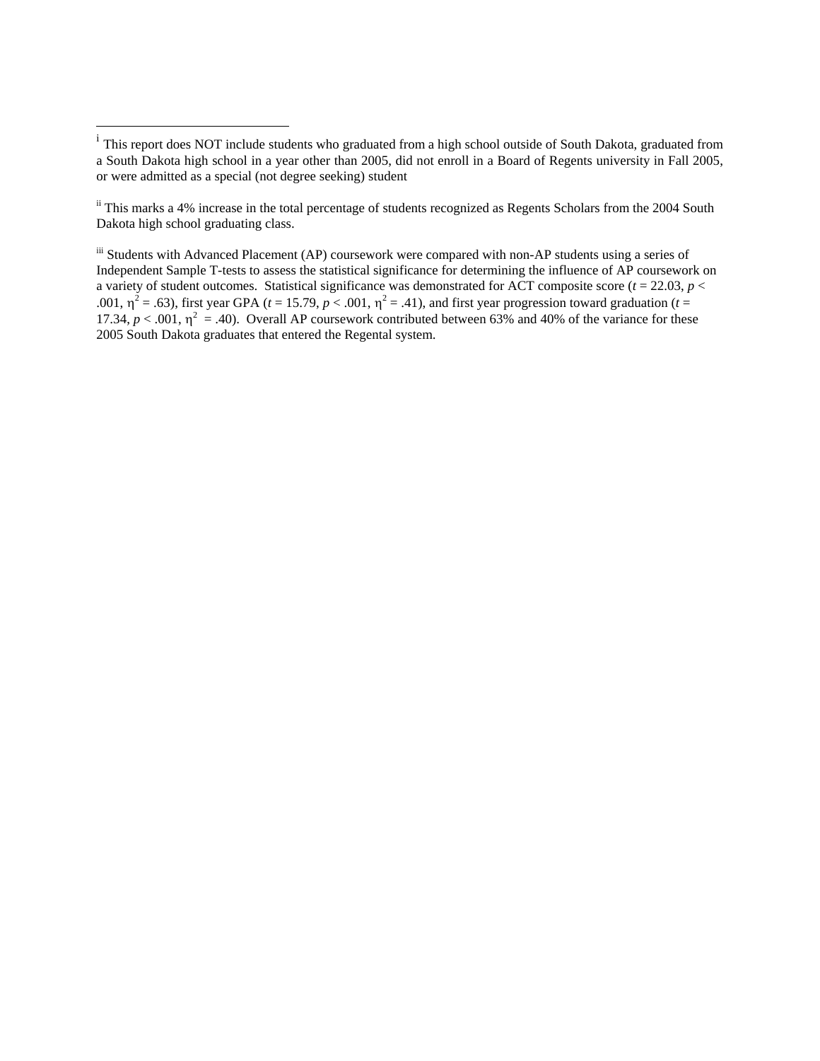[i] This report does NOT include students who graduated from a high school outside of South Dakota, graduated from a South Dakota high school in a year other than 2005, did not enroll in a Board of Regents university in Fall 2005, or were admitted as a special (not degree seeking) student

[ii] This marks a 4% increase in the total percentage of students recognized as Regents Scholars from the 2004 South Dakota high school graduating class.

[iii] Students with Advanced Placement (AP) coursework were compared with non-AP students using a series of Independent Sample T-tests to assess the statistical significance for determining the influence of AP coursework on a variety of student outcomes. Statistical significance was demonstrated for ACT composite score ($t = 22.03$, $p < .001$, $\eta^2 = .63$), first year GPA ($t = 15.79$, $p < .001$, $\eta^2 = .41$), and first year progression toward graduation ($t = 17.34$, $p < .001$, $\eta^2 = .40$). Overall AP coursework contributed between 63% and 40% of the variance for these 2005 South Dakota graduates that entered the Regental system.